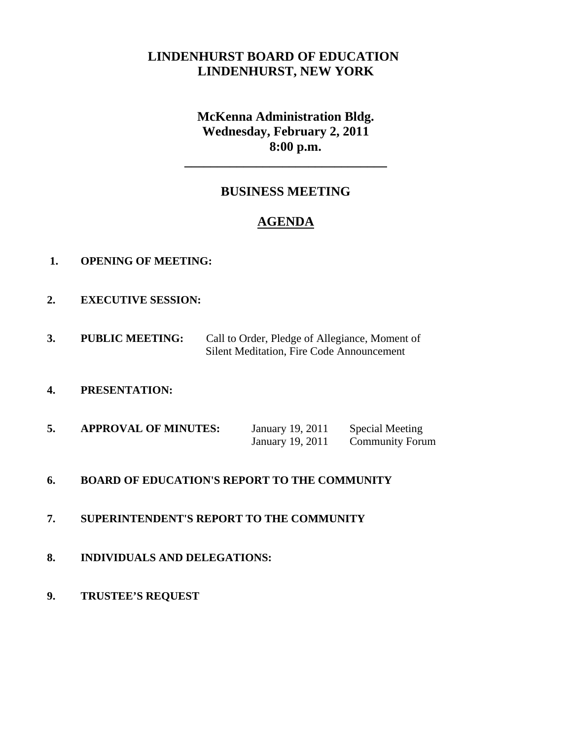# LINDENHURST BOARD OF EDUCATION
# LINDENHURST, NEW YORK

## McKenna Administration Bldg.
## Wednesday, February 2, 2011
## 8:00 p.m.

---

## BUSINESS MEETING

## <u>AGENDA</u>

1. **OPENING OF MEETING:**

2. **EXECUTIVE SESSION:**

3. **PUBLIC MEETING:** Call to Order, Pledge of Allegiance, Moment of Silent Meditation, Fire Code Announcement

4. **PRESENTATION:**

5. **APPROVAL OF MINUTES:**

| | |
|---|---|
| January 19, 2011 | Special Meeting |
| January 19, 2011 | Community Forum |

6. **BOARD OF EDUCATION'S REPORT TO THE COMMUNITY**

7. **SUPERINTENDENT'S REPORT TO THE COMMUNITY**

8. **INDIVIDUALS AND DELEGATIONS:**

9. **TRUSTEE'S REQUEST**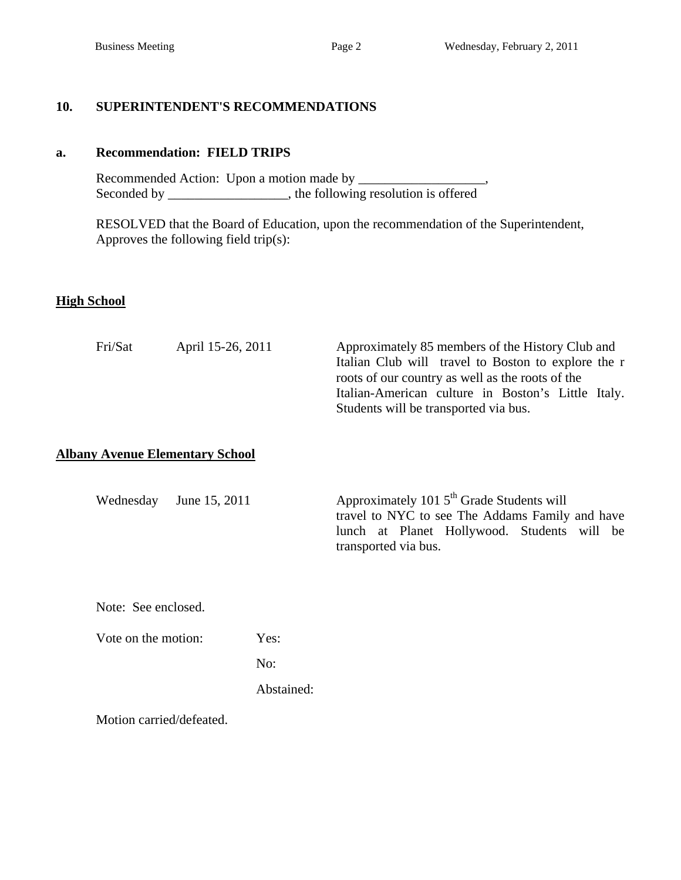## 10. SUPERINTENDENT'S RECOMMENDATIONS

### a. Recommendation: FIELD TRIPS

Recommended Action: Upon a motion made by ___________________,
Seconded by __________________, the following resolution is offered

RESOLVED that the Board of Education, upon the recommendation of the Superintendent, Approves the following field trip(s):

**High School**

| | | |
|---|---|---|
| Fri/Sat | April 15-26, 2011 | Approximately 85 members of the History Club and Italian Club will travel to Boston to explore the r roots of our country as well as the roots of the Italian-American culture in Boston's Little Italy. Students will be transported via bus. |

**Albany Avenue Elementary School**

| | | |
|---|---|---|
| Wednesday | June 15, 2011 | Approximately 101 5th Grade Students will travel to NYC to see The Addams Family and have lunch at Planet Hollywood. Students will be transported via bus. |

Note: See enclosed.

Vote on the motion: Yes:

No:

Abstained:

Motion carried/defeated.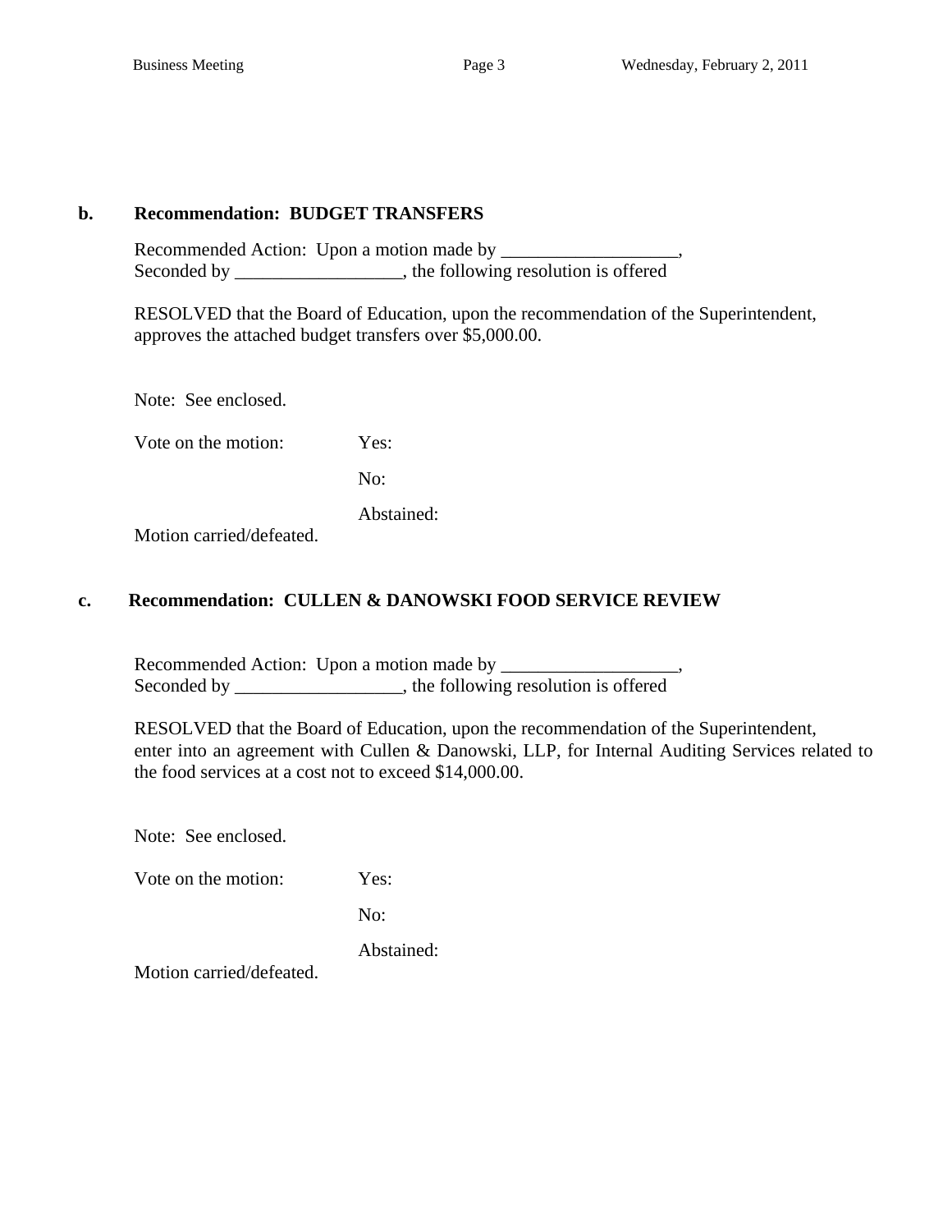**b. Recommendation: BUDGET TRANSFERS**

Recommended Action: Upon a motion made by ___________________,
Seconded by __________________, the following resolution is offered

RESOLVED that the Board of Education, upon the recommendation of the Superintendent, approves the attached budget transfers over $5,000.00.

Note: See enclosed.

Vote on the motion: Yes:

No:

Abstained:

Motion carried/defeated.

**c. Recommendation: CULLEN & DANOWSKI FOOD SERVICE REVIEW**

Recommended Action: Upon a motion made by ___________________,
Seconded by __________________, the following resolution is offered

RESOLVED that the Board of Education, upon the recommendation of the Superintendent, enter into an agreement with Cullen & Danowski, LLP, for Internal Auditing Services related to the food services at a cost not to exceed $14,000.00.

Note: See enclosed.

Vote on the motion: Yes:

No:

Abstained:

Motion carried/defeated.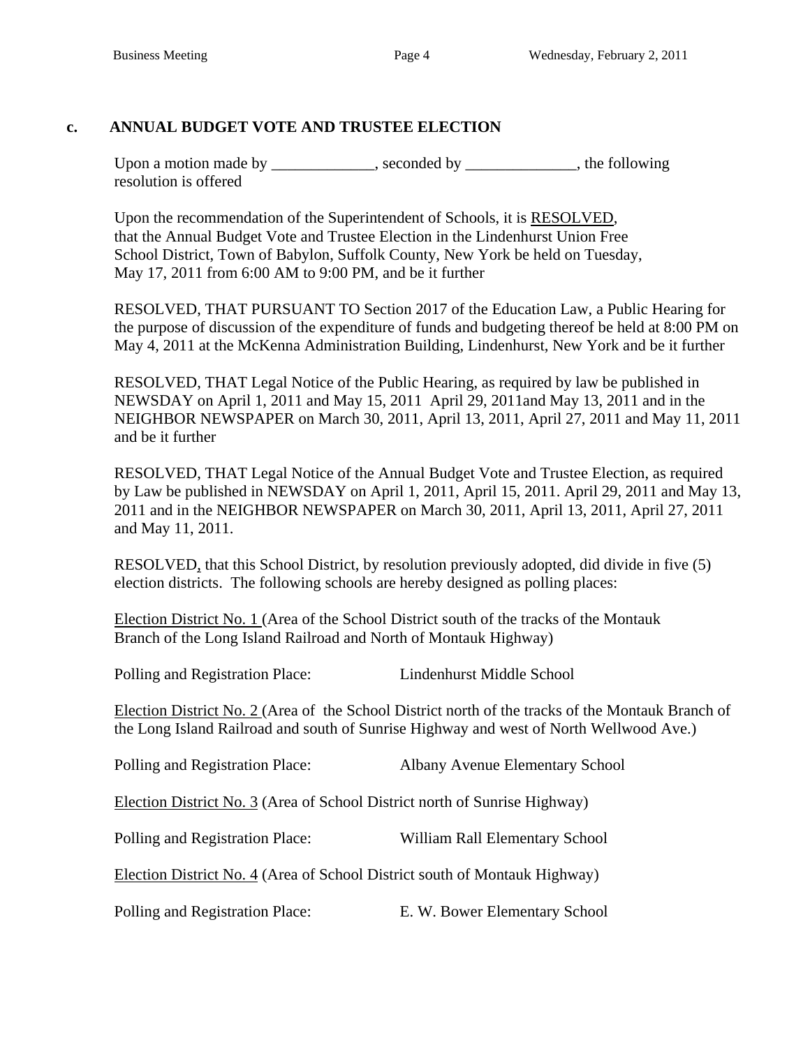### c. ANNUAL BUDGET VOTE AND TRUSTEE ELECTION

Upon a motion made by _____________, seconded by ______________, the following resolution is offered

Upon the recommendation of the Superintendent of Schools, it is RESOLVED, that the Annual Budget Vote and Trustee Election in the Lindenhurst Union Free School District, Town of Babylon, Suffolk County, New York be held on Tuesday, May 17, 2011 from 6:00 AM to 9:00 PM, and be it further

RESOLVED, THAT PURSUANT TO Section 2017 of the Education Law, a Public Hearing for the purpose of discussion of the expenditure of funds and budgeting thereof be held at 8:00 PM on May 4, 2011 at the McKenna Administration Building, Lindenhurst, New York and be it further

RESOLVED, THAT Legal Notice of the Public Hearing, as required by law be published in NEWSDAY on April 1, 2011 and May 15, 2011 April 29, 2011and May 13, 2011 and in the NEIGHBOR NEWSPAPER on March 30, 2011, April 13, 2011, April 27, 2011 and May 11, 2011 and be it further

RESOLVED, THAT Legal Notice of the Annual Budget Vote and Trustee Election, as required by Law be published in NEWSDAY on April 1, 2011, April 15, 2011. April 29, 2011 and May 13, 2011 and in the NEIGHBOR NEWSPAPER on March 30, 2011, April 13, 2011, April 27, 2011 and May 11, 2011.

RESOLVED, that this School District, by resolution previously adopted, did divide in five (5) election districts. The following schools are hereby designed as polling places:

Election District No. 1 (Area of the School District south of the tracks of the Montauk Branch of the Long Island Railroad and North of Montauk Highway)

Polling and Registration Place: Lindenhurst Middle School

Election District No. 2 (Area of the School District north of the tracks of the Montauk Branch of the Long Island Railroad and south of Sunrise Highway and west of North Wellwood Ave.)

Polling and Registration Place: Albany Avenue Elementary School

Election District No. 3 (Area of School District north of Sunrise Highway)

Polling and Registration Place: William Rall Elementary School

Election District No. 4 (Area of School District south of Montauk Highway)

Polling and Registration Place: E. W. Bower Elementary School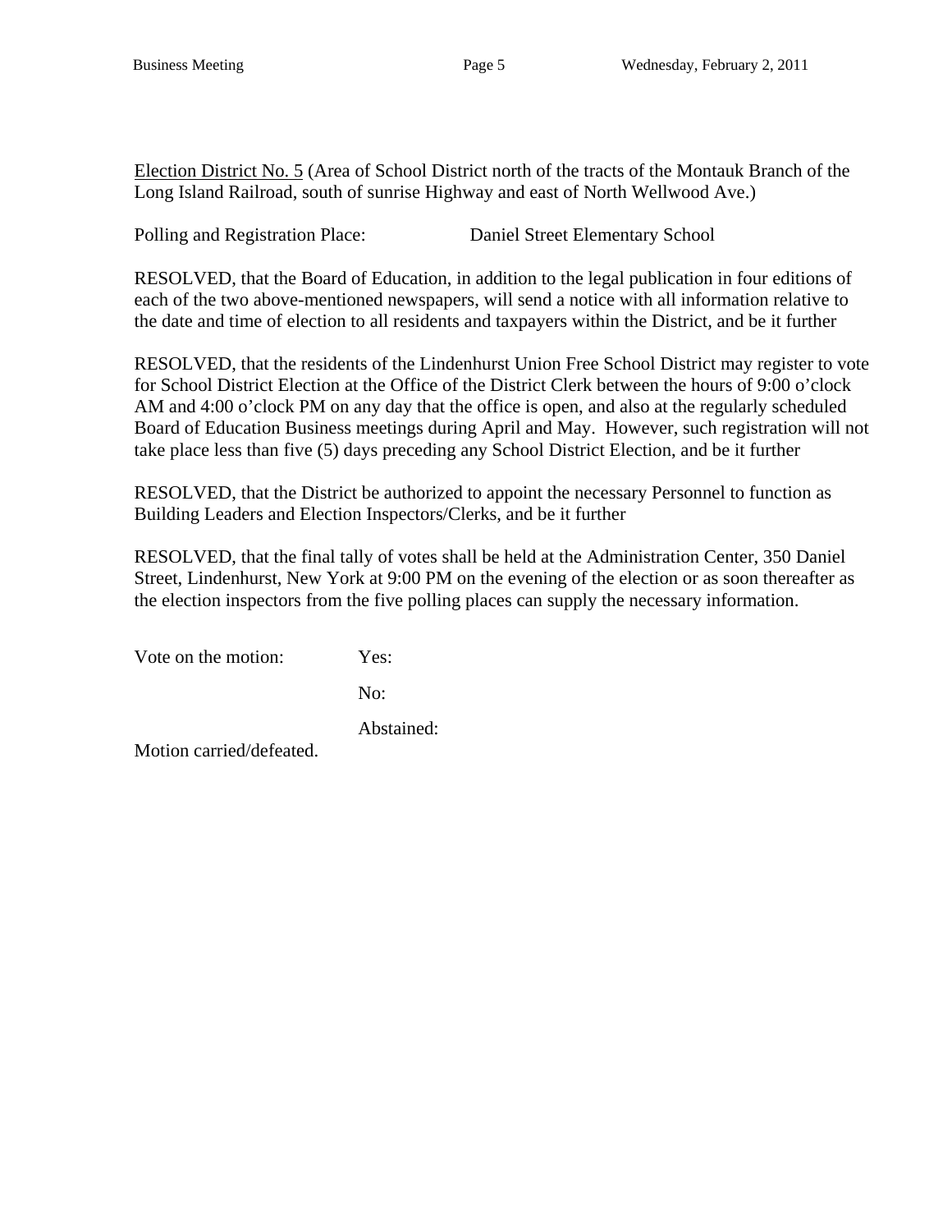Election District No. 5 (Area of School District north of the tracts of the Montauk Branch of the Long Island Railroad, south of sunrise Highway and east of North Wellwood Ave.)

Polling and Registration Place: Daniel Street Elementary School

RESOLVED, that the Board of Education, in addition to the legal publication in four editions of each of the two above-mentioned newspapers, will send a notice with all information relative to the date and time of election to all residents and taxpayers within the District, and be it further

RESOLVED, that the residents of the Lindenhurst Union Free School District may register to vote for School District Election at the Office of the District Clerk between the hours of 9:00 o'clock AM and 4:00 o'clock PM on any day that the office is open, and also at the regularly scheduled Board of Education Business meetings during April and May. However, such registration will not take place less than five (5) days preceding any School District Election, and be it further

RESOLVED, that the District be authorized to appoint the necessary Personnel to function as Building Leaders and Election Inspectors/Clerks, and be it further

RESOLVED, that the final tally of votes shall be held at the Administration Center, 350 Daniel Street, Lindenhurst, New York at 9:00 PM on the evening of the election or as soon thereafter as the election inspectors from the five polling places can supply the necessary information.

Vote on the motion: Yes:

No:

Abstained:

Motion carried/defeated.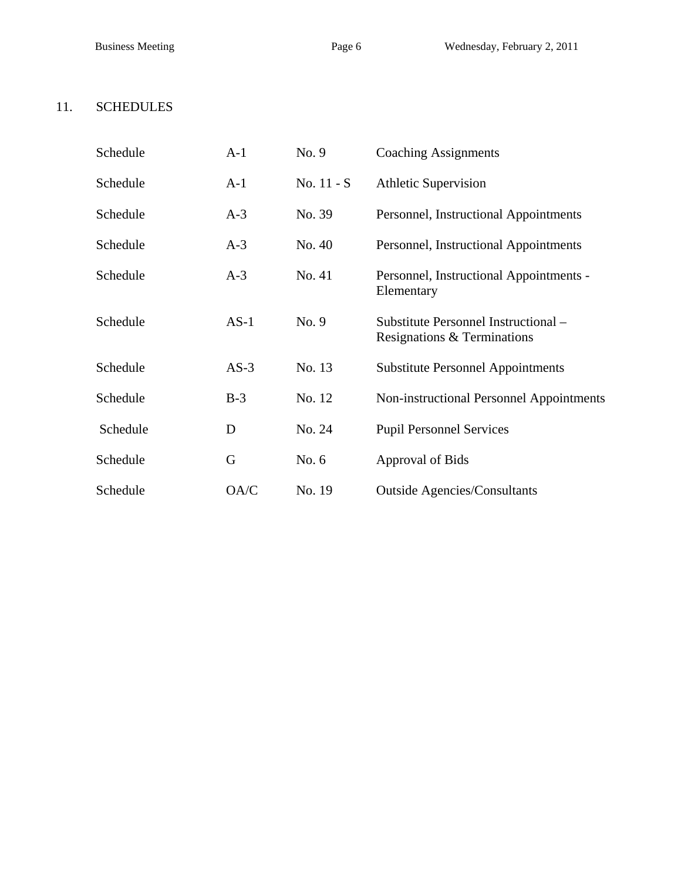## 11. SCHEDULES

| | | | |
|---|---|---|---|
| Schedule | A-1 | No. 9 | Coaching Assignments |
| Schedule | A-1 | No. 11 - S | Athletic Supervision |
| Schedule | A-3 | No. 39 | Personnel, Instructional Appointments |
| Schedule | A-3 | No. 40 | Personnel, Instructional Appointments |
| Schedule | A-3 | No. 41 | Personnel, Instructional Appointments - Elementary |
| Schedule | AS-1 | No. 9 | Substitute Personnel Instructional – Resignations & Terminations |
| Schedule | AS-3 | No. 13 | Substitute Personnel Appointments |
| Schedule | B-3 | No. 12 | Non-instructional Personnel Appointments |
| Schedule | D | No. 24 | Pupil Personnel Services |
| Schedule | G | No. 6 | Approval of Bids |
| Schedule | OA/C | No. 19 | Outside Agencies/Consultants |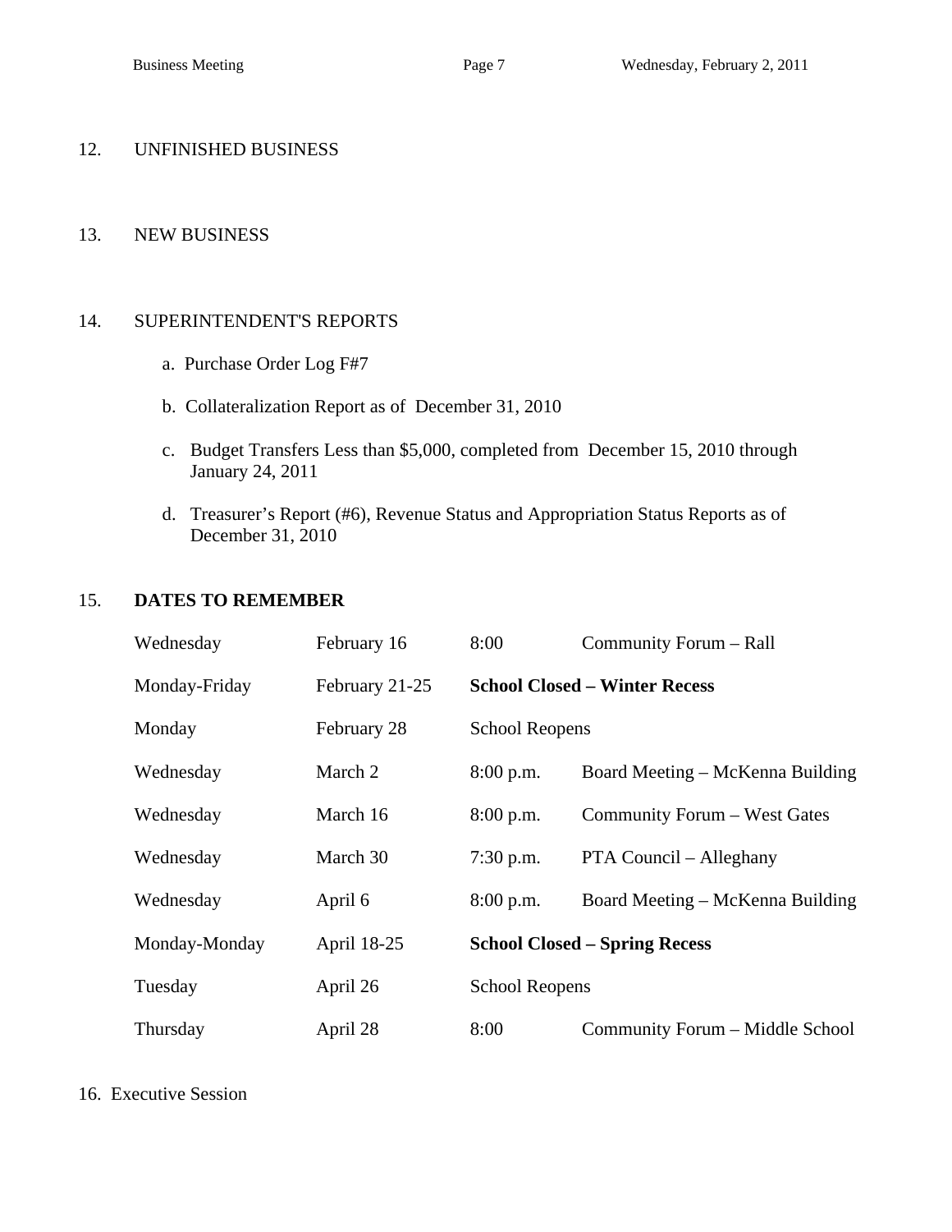12. UNFINISHED BUSINESS

13. NEW BUSINESS

14. SUPERINTENDENT'S REPORTS

a. Purchase Order Log F#7

b. Collateralization Report as of December 31, 2010

c. Budget Transfers Less than $5,000, completed from December 15, 2010 through January 24, 2011

d. Treasurer's Report (#6), Revenue Status and Appropriation Status Reports as of December 31, 2010

15. **DATES TO REMEMBER**

| | | | |
|---|---|---|---|
| Wednesday | February 16 | 8:00 | Community Forum – Rall |
| Monday-Friday | February 21-25 | **School Closed – Winter Recess** | |
| Monday | February 28 | School Reopens | |
| Wednesday | March 2 | 8:00 p.m. | Board Meeting – McKenna Building |
| Wednesday | March 16 | 8:00 p.m. | Community Forum – West Gates |
| Wednesday | March 30 | 7:30 p.m. | PTA Council – Alleghany |
| Wednesday | April 6 | 8:00 p.m. | Board Meeting – McKenna Building |
| Monday-Monday | April 18-25 | **School Closed – Spring Recess** | |
| Tuesday | April 26 | School Reopens | |
| Thursday | April 28 | 8:00 | Community Forum – Middle School |

16. Executive Session